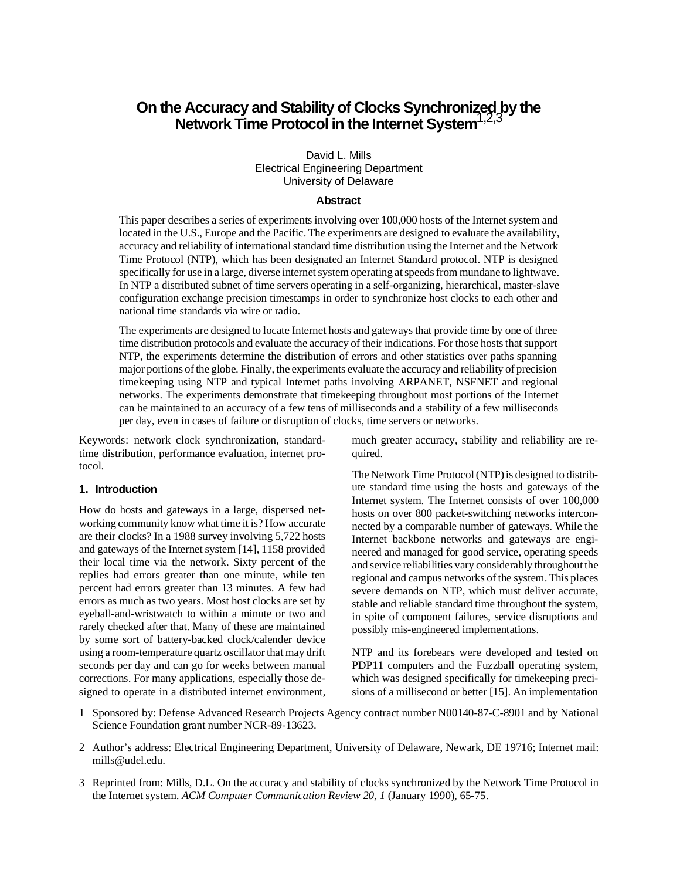# On the Accuracy and Stability of Clocks Synchronized by the Network Time Protocol in the Internet System[1,2,3]

David L. Mills
Electrical Engineering Department
University of Delaware

### Abstract

This paper describes a series of experiments involving over 100,000 hosts of the Internet system and located in the U.S., Europe and the Pacific. The experiments are designed to evaluate the availability, accuracy and reliability of international standard time distribution using the Internet and the Network Time Protocol (NTP), which has been designated an Internet Standard protocol. NTP is designed specifically for use in a large, diverse internet system operating at speeds from mundane to lightwave. In NTP a distributed subnet of time servers operating in a self-organizing, hierarchical, master-slave configuration exchange precision timestamps in order to synchronize host clocks to each other and national time standards via wire or radio.

The experiments are designed to locate Internet hosts and gateways that provide time by one of three time distribution protocols and evaluate the accuracy of their indications. For those hosts that support NTP, the experiments determine the distribution of errors and other statistics over paths spanning major portions of the globe. Finally, the experiments evaluate the accuracy and reliability of precision timekeeping using NTP and typical Internet paths involving ARPANET, NSFNET and regional networks. The experiments demonstrate that timekeeping throughout most portions of the Internet can be maintained to an accuracy of a few tens of milliseconds and a stability of a few milliseconds per day, even in cases of failure or disruption of clocks, time servers or networks.

Keywords: network clock synchronization, standard-time distribution, performance evaluation, internet protocol.

## 1. Introduction

How do hosts and gateways in a large, dispersed networking community know what time it is? How accurate are their clocks? In a 1988 survey involving 5,722 hosts and gateways of the Internet system [14], 1158 provided their local time via the network. Sixty percent of the replies had errors greater than one minute, while ten percent had errors greater than 13 minutes. A few had errors as much as two years. Most host clocks are set by eyeball-and-wristwatch to within a minute or two and rarely checked after that. Many of these are maintained by some sort of battery-backed clock/calender device using a room-temperature quartz oscillator that may drift seconds per day and can go for weeks between manual corrections. For many applications, especially those designed to operate in a distributed internet environment, much greater accuracy, stability and reliability are required.

The Network Time Protocol (NTP) is designed to distribute standard time using the hosts and gateways of the Internet system. The Internet consists of over 100,000 hosts on over 800 packet-switching networks interconnected by a comparable number of gateways. While the Internet backbone networks and gateways are engineered and managed for good service, operating speeds and service reliabilities vary considerably throughout the regional and campus networks of the system. This places severe demands on NTP, which must deliver accurate, stable and reliable standard time throughout the system, in spite of component failures, service disruptions and possibly mis-engineered implementations.

NTP and its forebears were developed and tested on PDP11 computers and the Fuzzball operating system, which was designed specifically for timekeeping precisions of a millisecond or better [15]. An implementation

1 Sponsored by: Defense Advanced Research Projects Agency contract number N00140-87-C-8901 and by National Science Foundation grant number NCR-89-13623.

2 Author's address: Electrical Engineering Department, University of Delaware, Newark, DE 19716; Internet mail: mills@udel.edu.

3 Reprinted from: Mills, D.L. On the accuracy and stability of clocks synchronized by the Network Time Protocol in the Internet system. *ACM Computer Communication Review 20, 1* (January 1990), 65-75.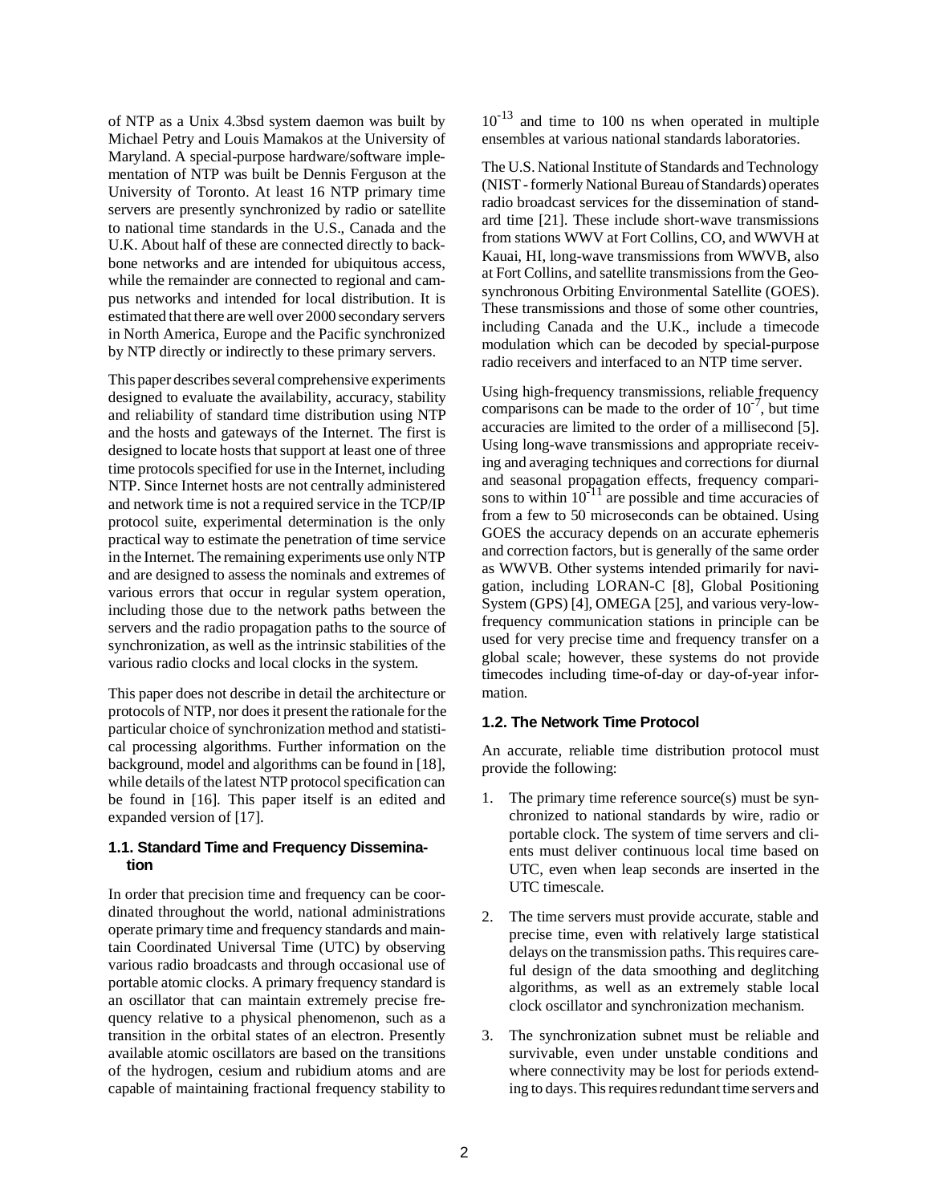of NTP as a Unix 4.3bsd system daemon was built by Michael Petry and Louis Mamakos at the University of Maryland. A special-purpose hardware/software implementation of NTP was built be Dennis Ferguson at the University of Toronto. At least 16 NTP primary time servers are presently synchronized by radio or satellite to national time standards in the U.S., Canada and the U.K. About half of these are connected directly to backbone networks and are intended for ubiquitous access, while the remainder are connected to regional and campus networks and intended for local distribution. It is estimated that there are well over 2000 secondary servers in North America, Europe and the Pacific synchronized by NTP directly or indirectly to these primary servers.

This paper describes several comprehensive experiments designed to evaluate the availability, accuracy, stability and reliability of standard time distribution using NTP and the hosts and gateways of the Internet. The first is designed to locate hosts that support at least one of three time protocols specified for use in the Internet, including NTP. Since Internet hosts are not centrally administered and network time is not a required service in the TCP/IP protocol suite, experimental determination is the only practical way to estimate the penetration of time service in the Internet. The remaining experiments use only NTP and are designed to assess the nominals and extremes of various errors that occur in regular system operation, including those due to the network paths between the servers and the radio propagation paths to the source of synchronization, as well as the intrinsic stabilities of the various radio clocks and local clocks in the system.

This paper does not describe in detail the architecture or protocols of NTP, nor does it present the rationale for the particular choice of synchronization method and statistical processing algorithms. Further information on the background, model and algorithms can be found in [18], while details of the latest NTP protocol specification can be found in [16]. This paper itself is an edited and expanded version of [17].

### 1.1. Standard Time and Frequency Dissemination

In order that precision time and frequency can be coordinated throughout the world, national administrations operate primary time and frequency standards and maintain Coordinated Universal Time (UTC) by observing various radio broadcasts and through occasional use of portable atomic clocks. A primary frequency standard is an oscillator that can maintain extremely precise frequency relative to a physical phenomenon, such as a transition in the orbital states of an electron. Presently available atomic oscillators are based on the transitions of the hydrogen, cesium and rubidium atoms and are capable of maintaining fractional frequency stability to $10^{-13}$ and time to 100 ns when operated in multiple ensembles at various national standards laboratories.

The U.S. National Institute of Standards and Technology (NIST - formerly National Bureau of Standards) operates radio broadcast services for the dissemination of standard time [21]. These include short-wave transmissions from stations WWV at Fort Collins, CO, and WWVH at Kauai, HI, long-wave transmissions from WWVB, also at Fort Collins, and satellite transmissions from the Geosynchronous Orbiting Environmental Satellite (GOES). These transmissions and those of some other countries, including Canada and the U.K., include a timecode modulation which can be decoded by special-purpose radio receivers and interfaced to an NTP time server.

Using high-frequency transmissions, reliable frequency comparisons can be made to the order of $10^{-7}$, but time accuracies are limited to the order of a millisecond [5]. Using long-wave transmissions and appropriate receiving and averaging techniques and corrections for diurnal and seasonal propagation effects, frequency comparisons to within $10^{-11}$ are possible and time accuracies of from a few to 50 microseconds can be obtained. Using GOES the accuracy depends on an accurate ephemeris and correction factors, but is generally of the same order as WWVB. Other systems intended primarily for navigation, including LORAN-C [8], Global Positioning System (GPS) [4], OMEGA [25], and various very-low-frequency communication stations in principle can be used for very precise time and frequency transfer on a global scale; however, these systems do not provide timecodes including time-of-day or day-of-year information.

### 1.2. The Network Time Protocol

An accurate, reliable time distribution protocol must provide the following:

1. The primary time reference source(s) must be synchronized to national standards by wire, radio or portable clock. The system of time servers and clients must deliver continuous local time based on UTC, even when leap seconds are inserted in the UTC timescale.

2. The time servers must provide accurate, stable and precise time, even with relatively large statistical delays on the transmission paths. This requires careful design of the data smoothing and deglitching algorithms, as well as an extremely stable local clock oscillator and synchronization mechanism.

3. The synchronization subnet must be reliable and survivable, even under unstable conditions and where connectivity may be lost for periods extending to days. This requires redundant time servers and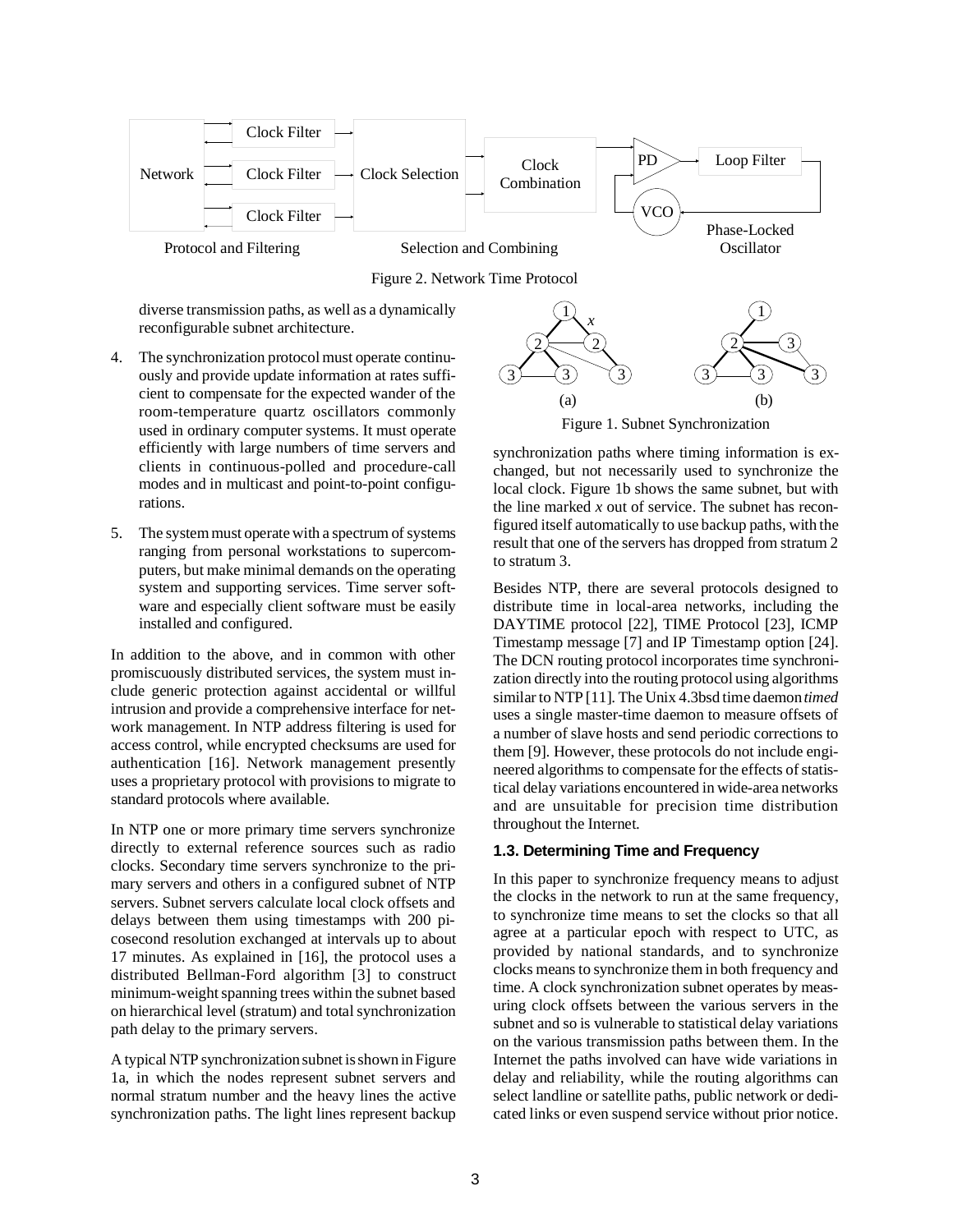Figure 2. Network Time Protocol

diverse transmission paths, as well as a dynamically reconfigurable subnet architecture.

4. The synchronization protocol must operate continuously and provide update information at rates sufficient to compensate for the expected wander of the room-temperature quartz oscillators commonly used in ordinary computer systems. It must operate efficiently with large numbers of time servers and clients in continuous-polled and procedure-call modes and in multicast and point-to-point configurations.

5. The system must operate with a spectrum of systems ranging from personal workstations to supercomputers, but make minimal demands on the operating system and supporting services. Time server software and especially client software must be easily installed and configured.

In addition to the above, and in common with other promiscuously distributed services, the system must include generic protection against accidental or willful intrusion and provide a comprehensive interface for network management. In NTP address filtering is used for access control, while encrypted checksums are used for authentication [16]. Network management presently uses a proprietary protocol with provisions to migrate to standard protocols where available.

In NTP one or more primary time servers synchronize directly to external reference sources such as radio clocks. Secondary time servers synchronize to the primary servers and others in a configured subnet of NTP servers. Subnet servers calculate local clock offsets and delays between them using timestamps with 200 picosecond resolution exchanged at intervals up to about 17 minutes. As explained in [16], the protocol uses a distributed Bellman-Ford algorithm [3] to construct minimum-weight spanning trees within the subnet based on hierarchical level (stratum) and total synchronization path delay to the primary servers.

A typical NTP synchronization subnet is shown in Figure 1a, in which the nodes represent subnet servers and normal stratum number and the heavy lines the active synchronization paths. The light lines represent backup synchronization paths where timing information is exchanged, but not necessarily used to synchronize the local clock. Figure 1b shows the same subnet, but with the line marked *x* out of service. The subnet has reconfigured itself automatically to use backup paths, with the result that one of the servers has dropped from stratum 2 to stratum 3.

Figure 1. Subnet Synchronization

Besides NTP, there are several protocols designed to distribute time in local-area networks, including the DAYTIME protocol [22], TIME Protocol [23], ICMP Timestamp message [7] and IP Timestamp option [24]. The DCN routing protocol incorporates time synchronization directly into the routing protocol using algorithms similar to NTP [11]. The Unix 4.3bsd time daemon *timed* uses a single master-time daemon to measure offsets of a number of slave hosts and send periodic corrections to them [9]. However, these protocols do not include engineered algorithms to compensate for the effects of statistical delay variations encountered in wide-area networks and are unsuitable for precision time distribution throughout the Internet.

### 1.3. Determining Time and Frequency

In this paper to synchronize frequency means to adjust the clocks in the network to run at the same frequency, to synchronize time means to set the clocks so that all agree at a particular epoch with respect to UTC, as provided by national standards, and to synchronize clocks means to synchronize them in both frequency and time. A clock synchronization subnet operates by measuring clock offsets between the various servers in the subnet and so is vulnerable to statistical delay variations on the various transmission paths between them. In the Internet the paths involved can have wide variations in delay and reliability, while the routing algorithms can select landline or satellite paths, public network or dedicated links or even suspend service without prior notice.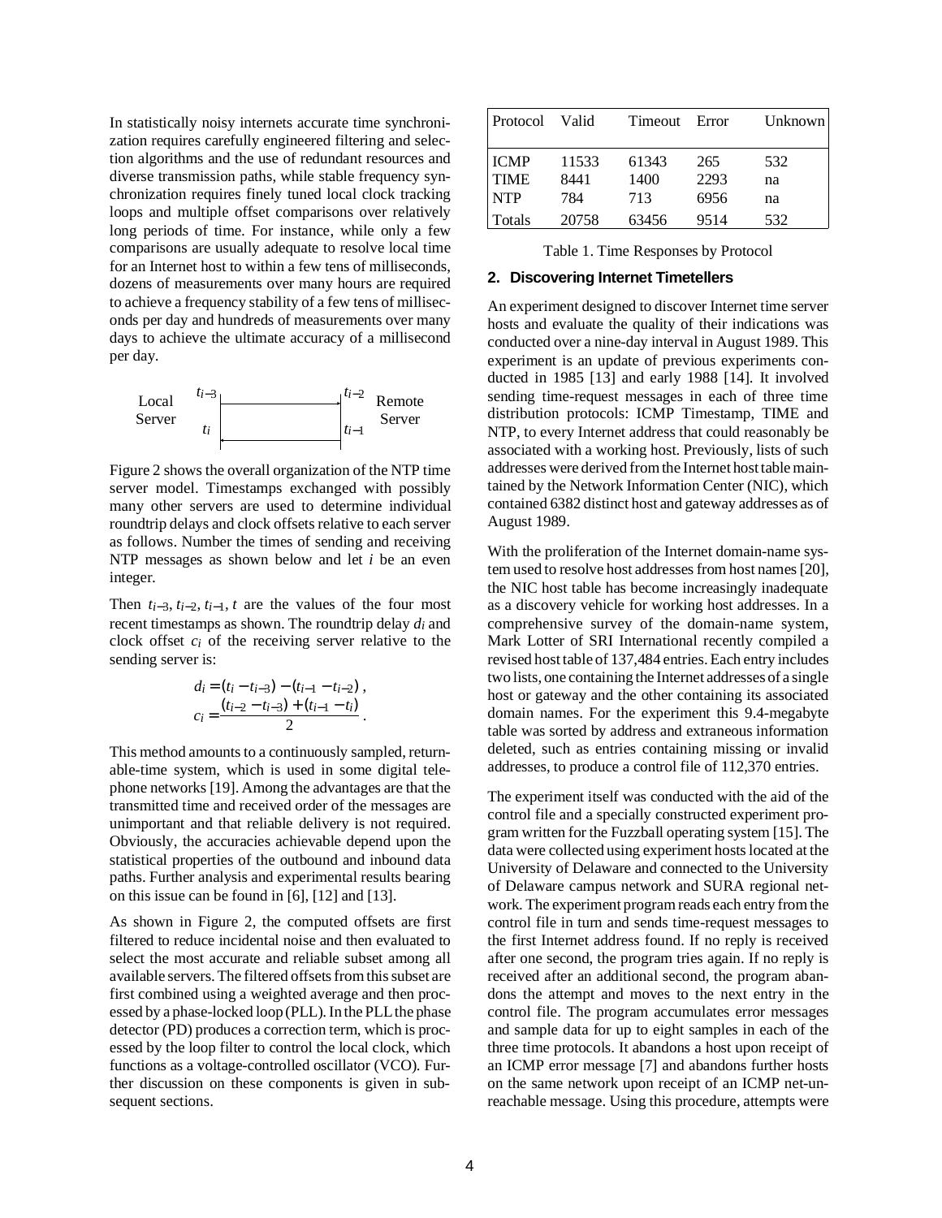In statistically noisy internets accurate time synchronization requires carefully engineered filtering and selection algorithms and the use of redundant resources and diverse transmission paths, while stable frequency synchronization requires finely tuned local clock tracking loops and multiple offset comparisons over relatively long periods of time. For instance, while only a few comparisons are usually adequate to resolve local time for an Internet host to within a few tens of milliseconds, dozens of measurements over many hours are required to achieve a frequency stability of a few tens of milliseconds per day and hundreds of measurements over many days to achieve the ultimate accuracy of a millisecond per day.

Local Server $t_{i-3}$ $t_i$ — Remote Server $t_{i-2}$ $t_{i-1}$

Figure 2 shows the overall organization of the NTP time server model. Timestamps exchanged with possibly many other servers are used to determine individual roundtrip delays and clock offsets relative to each server as follows. Number the times of sending and receiving NTP messages as shown below and let $i$ be an even integer.

Then $t_{i-3}, t_{i-2}, t_{i-1}, t$ are the values of the four most recent timestamps as shown. The roundtrip delay $d_i$ and clock offset $c_i$ of the receiving server relative to the sending server is:

$$d_i = (t_i - t_{i-3}) - (t_{i-1} - t_{i-2}) ,$$

$$c_i = \frac{(t_{i-2} - t_{i-3}) + (t_{i-1} - t_i)}{2} .$$

This method amounts to a continuously sampled, returnable-time system, which is used in some digital telephone networks [19]. Among the advantages are that the transmitted time and received order of the messages are unimportant and that reliable delivery is not required. Obviously, the accuracies achievable depend upon the statistical properties of the outbound and inbound data paths. Further analysis and experimental results bearing on this issue can be found in [6], [12] and [13].

As shown in Figure 2, the computed offsets are first filtered to reduce incidental noise and then evaluated to select the most accurate and reliable subset among all available servers. The filtered offsets from this subset are first combined using a weighted average and then processed by a phase-locked loop (PLL). In the PLL the phase detector (PD) produces a correction term, which is processed by the loop filter to control the local clock, which functions as a voltage-controlled oscillator (VCO). Further discussion on these components is given in subsequent sections.

| Protocol | Valid | Timeout | Error | Unknown |
|---|---|---|---|---|
| ICMP | 11533 | 61343 | 265 | 532 |
| TIME | 8441 | 1400 | 2293 | na |
| NTP | 784 | 713 | 6956 | na |
| Totals | 20758 | 63456 | 9514 | 532 |

Table 1. Time Responses by Protocol

## 2. Discovering Internet Timetellers

An experiment designed to discover Internet time server hosts and evaluate the quality of their indications was conducted over a nine-day interval in August 1989. This experiment is an update of previous experiments conducted in 1985 [13] and early 1988 [14]. It involved sending time-request messages in each of three time distribution protocols: ICMP Timestamp, TIME and NTP, to every Internet address that could reasonably be associated with a working host. Previously, lists of such addresses were derived from the Internet host table maintained by the Network Information Center (NIC), which contained 6382 distinct host and gateway addresses as of August 1989.

With the proliferation of the Internet domain-name system used to resolve host addresses from host names [20], the NIC host table has become increasingly inadequate as a discovery vehicle for working host addresses. In a comprehensive survey of the domain-name system, Mark Lotter of SRI International recently compiled a revised host table of 137,484 entries. Each entry includes two lists, one containing the Internet addresses of a single host or gateway and the other containing its associated domain names. For the experiment this 9.4-megabyte table was sorted by address and extraneous information deleted, such as entries containing missing or invalid addresses, to produce a control file of 112,370 entries.

The experiment itself was conducted with the aid of the control file and a specially constructed experiment program written for the Fuzzball operating system [15]. The data were collected using experiment hosts located at the University of Delaware and connected to the University of Delaware campus network and SURA regional network. The experiment program reads each entry from the control file in turn and sends time-request messages to the first Internet address found. If no reply is received after one second, the program tries again. If no reply is received after an additional second, the program abandons the attempt and moves to the next entry in the control file. The program accumulates error messages and sample data for up to eight samples in each of the three time protocols. It abandons a host upon receipt of an ICMP error message [7] and abandons further hosts on the same network upon receipt of an ICMP net-unreachable message. Using this procedure, attempts were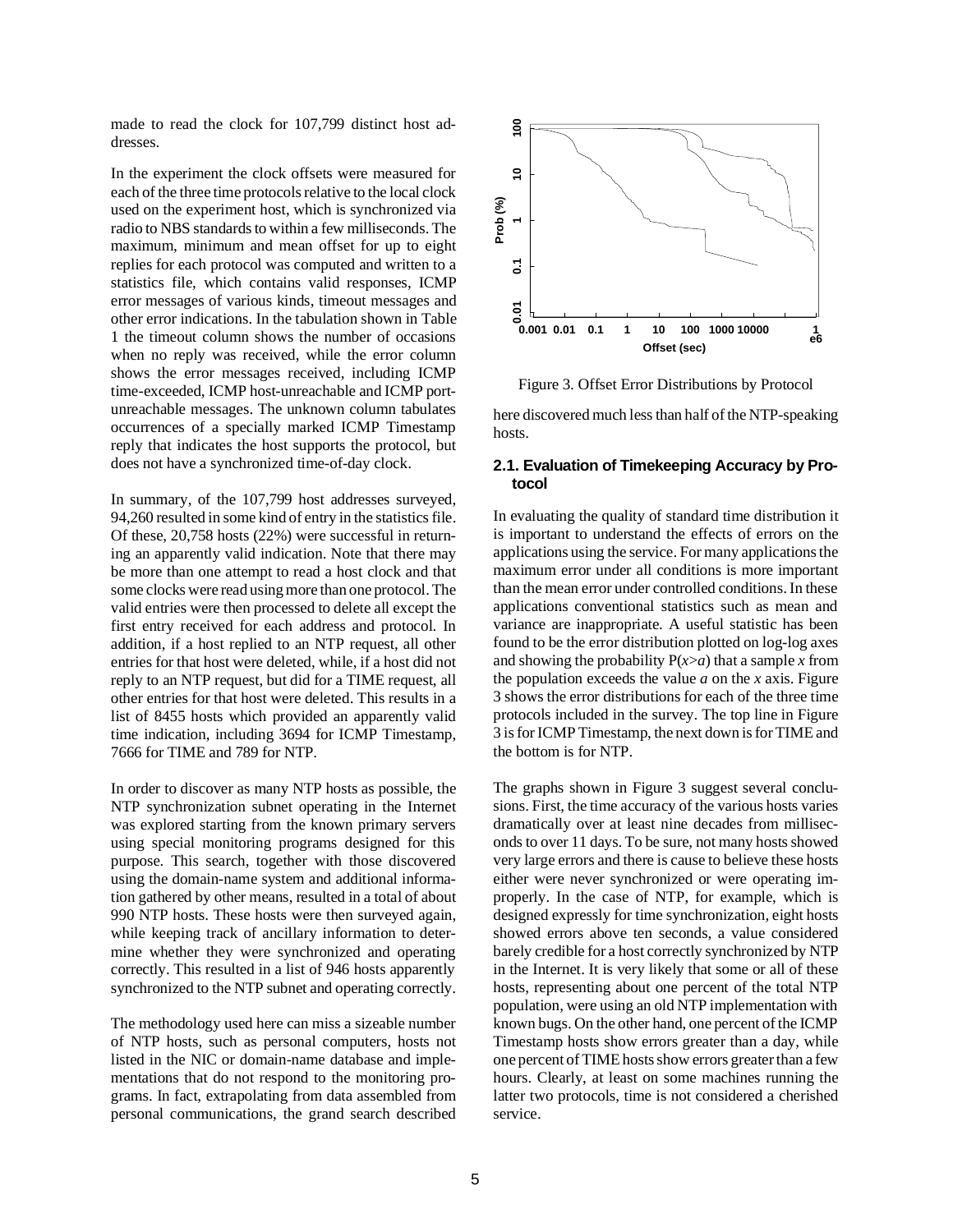made to read the clock for 107,799 distinct host addresses.

In the experiment the clock offsets were measured for each of the three time protocols relative to the local clock used on the experiment host, which is synchronized via radio to NBS standards to within a few milliseconds. The maximum, minimum and mean offset for up to eight replies for each protocol was computed and written to a statistics file, which contains valid responses, ICMP error messages of various kinds, timeout messages and other error indications. In the tabulation shown in Table 1 the timeout column shows the number of occasions when no reply was received, while the error column shows the error messages received, including ICMP time-exceeded, ICMP host-unreachable and ICMP port-unreachable messages. The unknown column tabulates occurrences of a specially marked ICMP Timestamp reply that indicates the host supports the protocol, but does not have a synchronized time-of-day clock.

In summary, of the 107,799 host addresses surveyed, 94,260 resulted in some kind of entry in the statistics file. Of these, 20,758 hosts (22%) were successful in returning an apparently valid indication. Note that there may be more than one attempt to read a host clock and that some clocks were read using more than one protocol. The valid entries were then processed to delete all except the first entry received for each address and protocol. In addition, if a host replied to an NTP request, all other entries for that host were deleted, while, if a host did not reply to an NTP request, but did for a TIME request, all other entries for that host were deleted. This results in a list of 8455 hosts which provided an apparently valid time indication, including 3694 for ICMP Timestamp, 7666 for TIME and 789 for NTP.

In order to discover as many NTP hosts as possible, the NTP synchronization subnet operating in the Internet was explored starting from the known primary servers using special monitoring programs designed for this purpose. This search, together with those discovered using the domain-name system and additional information gathered by other means, resulted in a total of about 990 NTP hosts. These hosts were then surveyed again, while keeping track of ancillary information to determine whether they were synchronized and operating correctly. This resulted in a list of 946 hosts apparently synchronized to the NTP subnet and operating correctly.

The methodology used here can miss a sizeable number of NTP hosts, such as personal computers, hosts not listed in the NIC or domain-name database and implementations that do not respond to the monitoring programs. In fact, extrapolating from data assembled from personal communications, the grand search described here discovered much less than half of the NTP-speaking hosts.

Figure 3. Offset Error Distributions by Protocol

### 2.1. Evaluation of Timekeeping Accuracy by Protocol

In evaluating the quality of standard time distribution it is important to understand the effects of errors on the applications using the service. For many applications the maximum error under all conditions is more important than the mean error under controlled conditions. In these applications conventional statistics such as mean and variance are inappropriate. A useful statistic has been found to be the error distribution plotted on log-log axes and showing the probability $P(x>a)$ that a sample $x$ from the population exceeds the value $a$ on the $x$ axis. Figure 3 shows the error distributions for each of the three time protocols included in the survey. The top line in Figure 3 is for ICMP Timestamp, the next down is for TIME and the bottom is for NTP.

The graphs shown in Figure 3 suggest several conclusions. First, the time accuracy of the various hosts varies dramatically over at least nine decades from milliseconds to over 11 days. To be sure, not many hosts showed very large errors and there is cause to believe these hosts either were never synchronized or were operating improperly. In the case of NTP, for example, which is designed expressly for time synchronization, eight hosts showed errors above ten seconds, a value considered barely credible for a host correctly synchronized by NTP in the Internet. It is very likely that some or all of these hosts, representing about one percent of the total NTP population, were using an old NTP implementation with known bugs. On the other hand, one percent of the ICMP Timestamp hosts show errors greater than a day, while one percent of TIME hosts show errors greater than a few hours. Clearly, at least on some machines running the latter two protocols, time is not considered a cherished service.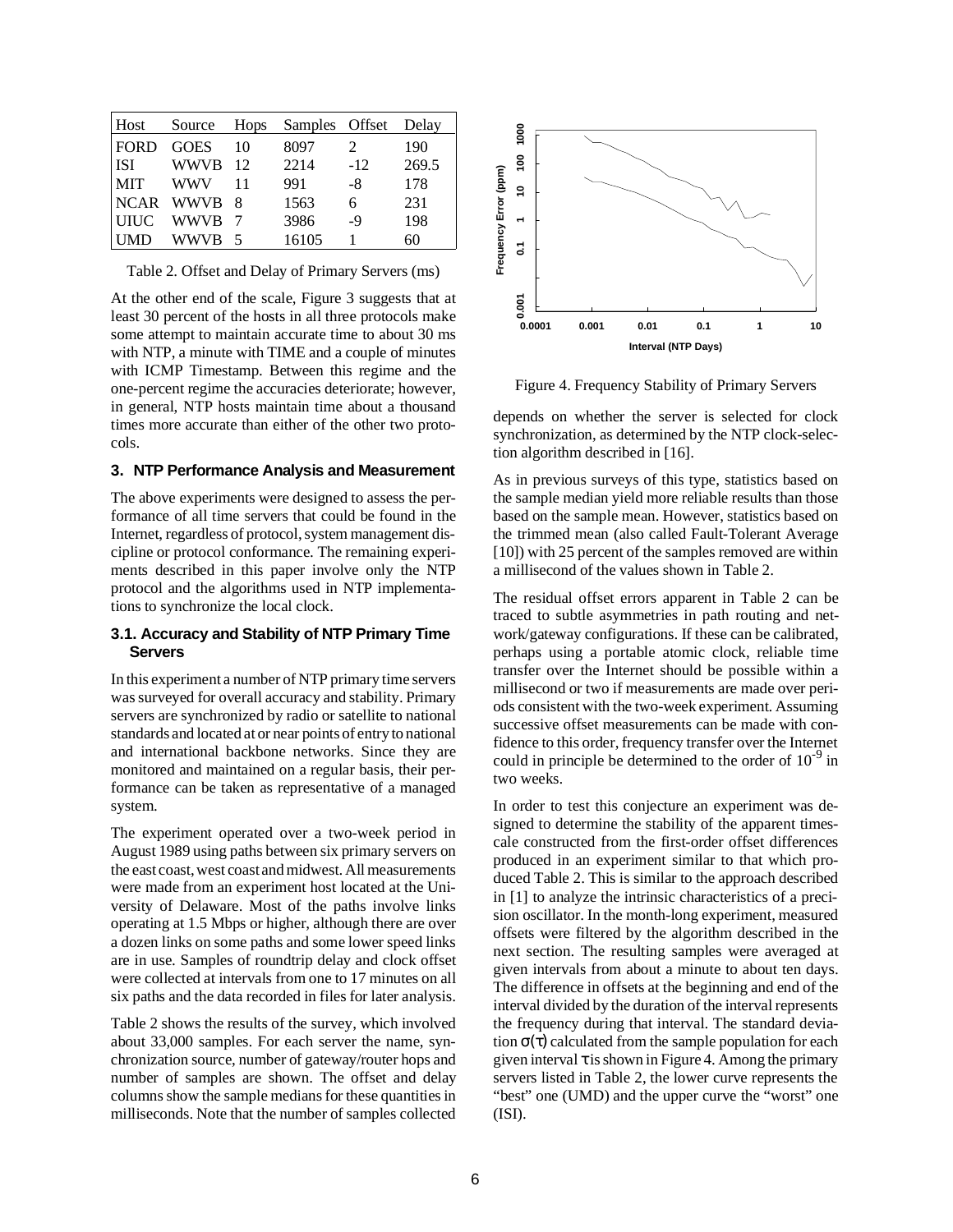| Host | Source | Hops | Samples | Offset | Delay |
|---|---|---|---|---|---|
| FORD | GOES | 10 | 8097 | 2 | 190 |
| ISI | WWVB | 12 | 2214 | -12 | 269.5 |
| MIT | WWV | 11 | 991 | -8 | 178 |
| NCAR | WWVB | 8 | 1563 | 6 | 231 |
| UIUC | WWVB | 7 | 3986 | -9 | 198 |
| UMD | WWVB | 5 | 16105 | 1 | 60 |

Table 2. Offset and Delay of Primary Servers (ms)

At the other end of the scale, Figure 3 suggests that at least 30 percent of the hosts in all three protocols make some attempt to maintain accurate time to about 30 ms with NTP, a minute with TIME and a couple of minutes with ICMP Timestamp. Between this regime and the one-percent regime the accuracies deteriorate; however, in general, NTP hosts maintain time about a thousand times more accurate than either of the other two protocols.

### 3. NTP Performance Analysis and Measurement

The above experiments were designed to assess the performance of all time servers that could be found in the Internet, regardless of protocol, system management discipline or protocol conformance. The remaining experiments described in this paper involve only the NTP protocol and the algorithms used in NTP implementations to synchronize the local clock.

#### 3.1. Accuracy and Stability of NTP Primary Time Servers

In this experiment a number of NTP primary time servers was surveyed for overall accuracy and stability. Primary servers are synchronized by radio or satellite to national standards and located at or near points of entry to national and international backbone networks. Since they are monitored and maintained on a regular basis, their performance can be taken as representative of a managed system.

The experiment operated over a two-week period in August 1989 using paths between six primary servers on the east coast, west coast and midwest. All measurements were made from an experiment host located at the University of Delaware. Most of the paths involve links operating at 1.5 Mbps or higher, although there are over a dozen links on some paths and some lower speed links are in use. Samples of roundtrip delay and clock offset were collected at intervals from one to 17 minutes on all six paths and the data recorded in files for later analysis.

Table 2 shows the results of the survey, which involved about 33,000 samples. For each server the name, synchronization source, number of gateway/router hops and number of samples are shown. The offset and delay columns show the sample medians for these quantities in milliseconds. Note that the number of samples collected depends on whether the server is selected for clock synchronization, as determined by the NTP clock-selection algorithm described in [16].

Figure 4. Frequency Stability of Primary Servers

As in previous surveys of this type, statistics based on the sample median yield more reliable results than those based on the sample mean. However, statistics based on the trimmed mean (also called Fault-Tolerant Average [10]) with 25 percent of the samples removed are within a millisecond of the values shown in Table 2.

The residual offset errors apparent in Table 2 can be traced to subtle asymmetries in path routing and network/gateway configurations. If these can be calibrated, perhaps using a portable atomic clock, reliable time transfer over the Internet should be possible within a millisecond or two if measurements are made over periods consistent with the two-week experiment. Assuming successive offset measurements can be made with confidence to this order, frequency transfer over the Internet could in principle be determined to the order of $10^{-9}$ in two weeks.

In order to test this conjecture an experiment was designed to determine the stability of the apparent timescale constructed from the first-order offset differences produced in an experiment similar to that which produced Table 2. This is similar to the approach described in [1] to analyze the intrinsic characteristics of a precision oscillator. In the month-long experiment, measured offsets were filtered by the algorithm described in the next section. The resulting samples were averaged at given intervals from about a minute to about ten days. The difference in offsets at the beginning and end of the interval divided by the duration of the interval represents the frequency during that interval. The standard deviation $\sigma(\tau)$ calculated from the sample population for each given interval $\tau$ is shown in Figure 4. Among the primary servers listed in Table 2, the lower curve represents the "best" one (UMD) and the upper curve the "worst" one (ISI).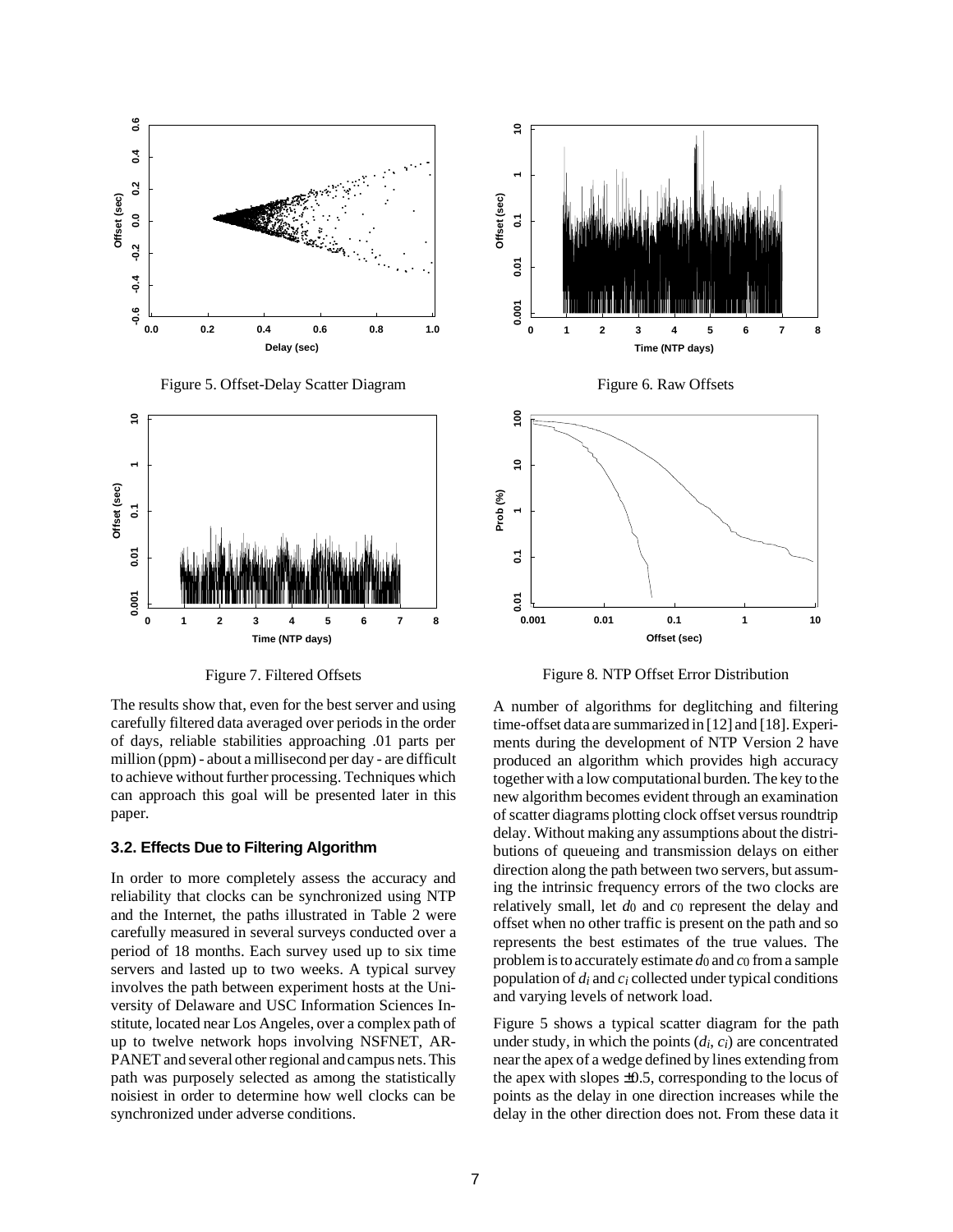Figure 5. Offset-Delay Scatter Diagram

Figure 6. Raw Offsets

Figure 7. Filtered Offsets

Figure 8. NTP Offset Error Distribution

The results show that, even for the best server and using carefully filtered data averaged over periods in the order of days, reliable stabilities approaching .01 parts per million (ppm) - about a millisecond per day - are difficult to achieve without further processing. Techniques which can approach this goal will be presented later in this paper.

### 3.2. Effects Due to Filtering Algorithm

In order to more completely assess the accuracy and reliability that clocks can be synchronized using NTP and the Internet, the paths illustrated in Table 2 were carefully measured in several surveys conducted over a period of 18 months. Each survey used up to six time servers and lasted up to two weeks. A typical survey involves the path between experiment hosts at the University of Delaware and USC Information Sciences Institute, located near Los Angeles, over a complex path of up to twelve network hops involving NSFNET, ARPANET and several other regional and campus nets. This path was purposely selected as among the statistically noisiest in order to determine how well clocks can be synchronized under adverse conditions.

A number of algorithms for deglitching and filtering time-offset data are summarized in [12] and [18]. Experiments during the development of NTP Version 2 have produced an algorithm which provides high accuracy together with a low computational burden. The key to the new algorithm becomes evident through an examination of scatter diagrams plotting clock offset versus roundtrip delay. Without making any assumptions about the distributions of queueing and transmission delays on either direction along the path between two servers, but assuming the intrinsic frequency errors of the two clocks are relatively small, let $d_0$ and $c_0$ represent the delay and offset when no other traffic is present on the path and so represents the best estimates of the true values. The problem is to accurately estimate $d_0$ and $c_0$ from a sample population of $d_i$ and $c_i$ collected under typical conditions and varying levels of network load.

Figure 5 shows a typical scatter diagram for the path under study, in which the points ($d_i$, $c_i$) are concentrated near the apex of a wedge defined by lines extending from the apex with slopes ±0.5, corresponding to the locus of points as the delay in one direction increases while the delay in the other direction does not. From these data it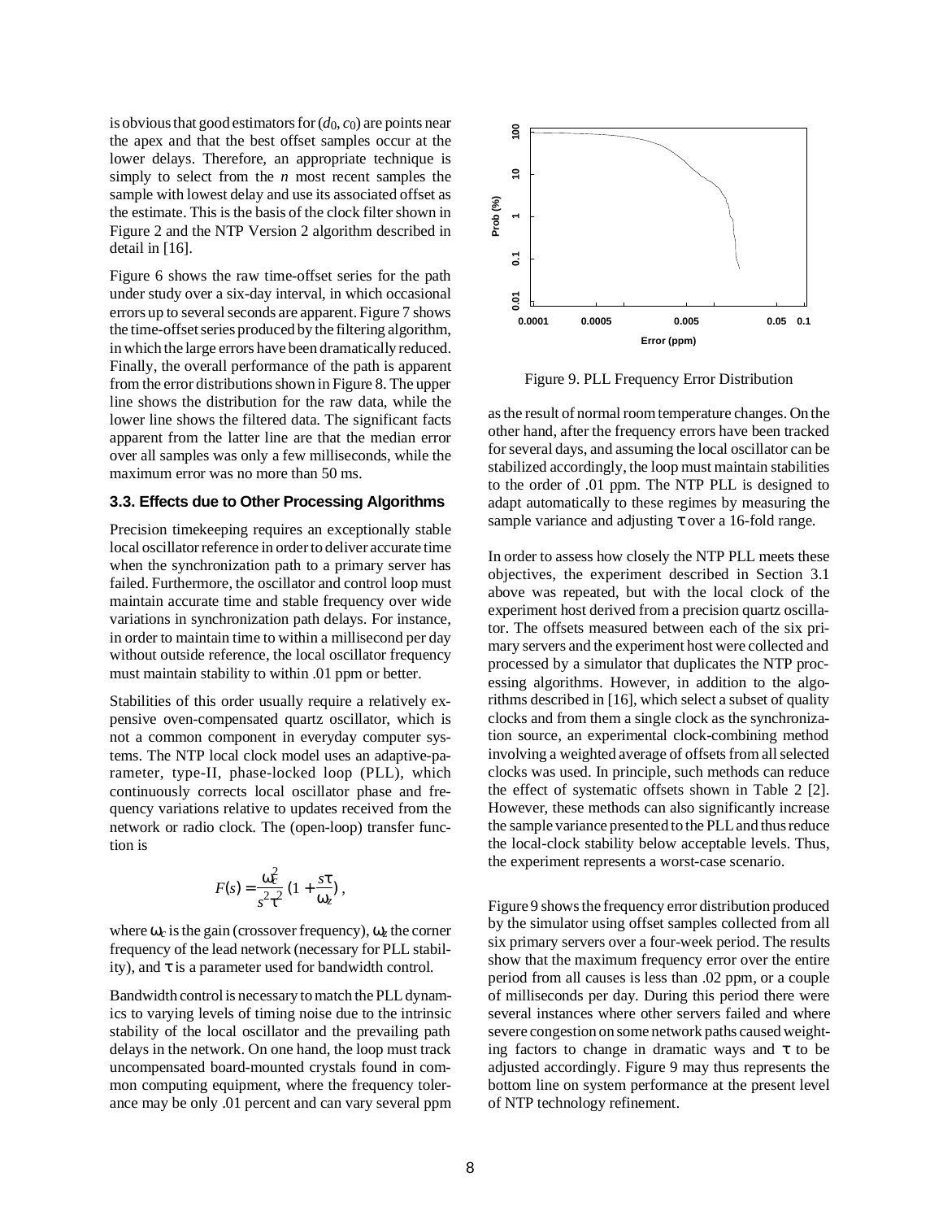is obvious that good estimators for $(d_0, c_0)$ are points near the apex and that the best offset samples occur at the lower delays. Therefore, an appropriate technique is simply to select from the $n$ most recent samples the sample with lowest delay and use its associated offset as the estimate. This is the basis of the clock filter shown in Figure 2 and the NTP Version 2 algorithm described in detail in [16].

Figure 6 shows the raw time-offset series for the path under study over a six-day interval, in which occasional errors up to several seconds are apparent. Figure 7 shows the time-offset series produced by the filtering algorithm, in which the large errors have been dramatically reduced. Finally, the overall performance of the path is apparent from the error distributions shown in Figure 8. The upper line shows the distribution for the raw data, while the lower line shows the filtered data. The significant facts apparent from the latter line are that the median error over all samples was only a few milliseconds, while the maximum error was no more than 50 ms.

### 3.3. Effects due to Other Processing Algorithms

Precision timekeeping requires an exceptionally stable local oscillator reference in order to deliver accurate time when the synchronization path to a primary server has failed. Furthermore, the oscillator and control loop must maintain accurate time and stable frequency over wide variations in synchronization path delays. For instance, in order to maintain time to within a millisecond per day without outside reference, the local oscillator frequency must maintain stability to within .01 ppm or better.

Stabilities of this order usually require a relatively expensive oven-compensated quartz oscillator, which is not a common component in everyday computer systems. The NTP local clock model uses an adaptive-parameter, type-II, phase-locked loop (PLL), which continuously corrects local oscillator phase and frequency variations relative to updates received from the network or radio clock. The (open-loop) transfer function is

$$F(s) = \frac{\omega_c^2}{s^2 \tau^2} \left(1 + \frac{s\tau}{\omega_z}\right),$$

where $\omega_c$ is the gain (crossover frequency), $\omega_z$ the corner frequency of the lead network (necessary for PLL stability), and $\tau$ is a parameter used for bandwidth control.

Bandwidth control is necessary to match the PLL dynamics to varying levels of timing noise due to the intrinsic stability of the local oscillator and the prevailing path delays in the network. On one hand, the loop must track uncompensated board-mounted crystals found in common computing equipment, where the frequency tolerance may be only .01 percent and can vary several ppm as the result of normal room temperature changes. On the other hand, after the frequency errors have been tracked for several days, and assuming the local oscillator can be stabilized accordingly, the loop must maintain stabilities to the order of .01 ppm. The NTP PLL is designed to adapt automatically to these regimes by measuring the sample variance and adjusting $\tau$ over a 16-fold range.

Figure 9. PLL Frequency Error Distribution

In order to assess how closely the NTP PLL meets these objectives, the experiment described in Section 3.1 above was repeated, but with the local clock of the experiment host derived from a precision quartz oscillator. The offsets measured between each of the six primary servers and the experiment host were collected and processed by a simulator that duplicates the NTP processing algorithms. However, in addition to the algorithms described in [16], which select a subset of quality clocks and from them a single clock as the synchronization source, an experimental clock-combining method involving a weighted average of offsets from all selected clocks was used. In principle, such methods can reduce the effect of systematic offsets shown in Table 2 [2]. However, these methods can also significantly increase the sample variance presented to the PLL and thus reduce the local-clock stability below acceptable levels. Thus, the experiment represents a worst-case scenario.

Figure 9 shows the frequency error distribution produced by the simulator using offset samples collected from all six primary servers over a four-week period. The results show that the maximum frequency error over the entire period from all causes is less than .02 ppm, or a couple of milliseconds per day. During this period there were several instances where other servers failed and where severe congestion on some network paths caused weighting factors to change in dramatic ways and $\tau$ to be adjusted accordingly. Figure 9 may thus represents the bottom line on system performance at the present level of NTP technology refinement.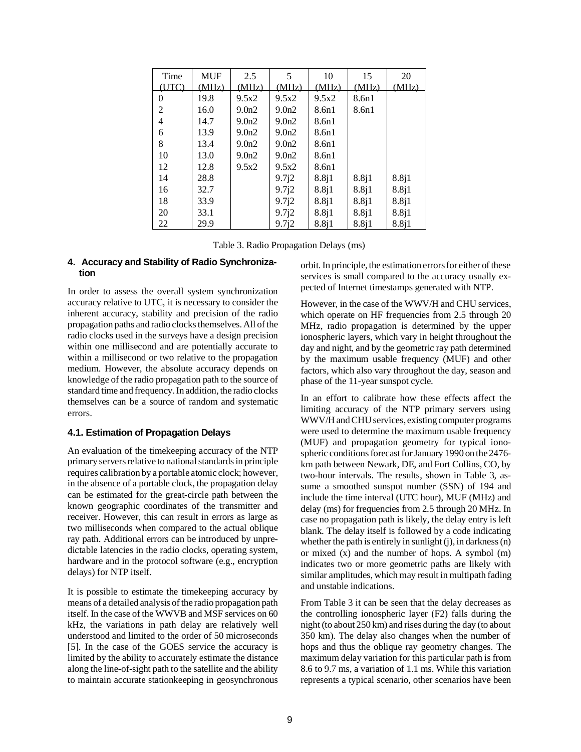| Time (UTC) | MUF (MHz) | 2.5 (MHz) | 5 (MHz) | 10 (MHz) | 15 (MHz) | 20 (MHz) |
|---|---|---|---|---|---|---|
| 0 | 19.8 | 9.5x2 | 9.5x2 | 9.5x2 | 8.6n1 | |
| 2 | 16.0 | 9.0n2 | 9.0n2 | 8.6n1 | 8.6n1 | |
| 4 | 14.7 | 9.0n2 | 9.0n2 | 8.6n1 | | |
| 6 | 13.9 | 9.0n2 | 9.0n2 | 8.6n1 | | |
| 8 | 13.4 | 9.0n2 | 9.0n2 | 8.6n1 | | |
| 10 | 13.0 | 9.0n2 | 9.0n2 | 8.6n1 | | |
| 12 | 12.8 | 9.5x2 | 9.5x2 | 8.6n1 | | |
| 14 | 28.8 | | 9.7j2 | 8.8j1 | 8.8j1 | 8.8j1 |
| 16 | 32.7 | | 9.7j2 | 8.8j1 | 8.8j1 | 8.8j1 |
| 18 | 33.9 | | 9.7j2 | 8.8j1 | 8.8j1 | 8.8j1 |
| 20 | 33.1 | | 9.7j2 | 8.8j1 | 8.8j1 | 8.8j1 |
| 22 | 29.9 | | 9.7j2 | 8.8j1 | 8.8j1 | 8.8j1 |

Table 3. Radio Propagation Delays (ms)

## 4. Accuracy and Stability of Radio Synchronization

In order to assess the overall system synchronization accuracy relative to UTC, it is necessary to consider the inherent accuracy, stability and precision of the radio propagation paths and radio clocks themselves. All of the radio clocks used in the surveys have a design precision within one millisecond and are potentially accurate to within a millisecond or two relative to the propagation medium. However, the absolute accuracy depends on knowledge of the radio propagation path to the source of standard time and frequency. In addition, the radio clocks themselves can be a source of random and systematic errors.

### 4.1. Estimation of Propagation Delays

An evaluation of the timekeeping accuracy of the NTP primary servers relative to national standards in principle requires calibration by a portable atomic clock; however, in the absence of a portable clock, the propagation delay can be estimated for the great-circle path between the known geographic coordinates of the transmitter and receiver. However, this can result in errors as large as two milliseconds when compared to the actual oblique ray path. Additional errors can be introduced by unpredictable latencies in the radio clocks, operating system, hardware and in the protocol software (e.g., encryption delays) for NTP itself.

It is possible to estimate the timekeeping accuracy by means of a detailed analysis of the radio propagation path itself. In the case of the WWVB and MSF services on 60 kHz, the variations in path delay are relatively well understood and limited to the order of 50 microseconds [5]. In the case of the GOES service the accuracy is limited by the ability to accurately estimate the distance along the line-of-sight path to the satellite and the ability to maintain accurate stationkeeping in geosynchronous orbit. In principle, the estimation errors for either of these services is small compared to the accuracy usually expected of Internet timestamps generated with NTP.

However, in the case of the WWV/H and CHU services, which operate on HF frequencies from 2.5 through 20 MHz, radio propagation is determined by the upper ionospheric layers, which vary in height throughout the day and night, and by the geometric ray path determined by the maximum usable frequency (MUF) and other factors, which also vary throughout the day, season and phase of the 11-year sunspot cycle.

In an effort to calibrate how these effects affect the limiting accuracy of the NTP primary servers using WWV/H and CHU services, existing computer programs were used to determine the maximum usable frequency (MUF) and propagation geometry for typical ionospheric conditions forecast for January 1990 on the 2476-km path between Newark, DE, and Fort Collins, CO, by two-hour intervals. The results, shown in Table 3, assume a smoothed sunspot number (SSN) of 194 and include the time interval (UTC hour), MUF (MHz) and delay (ms) for frequencies from 2.5 through 20 MHz. In case no propagation path is likely, the delay entry is left blank. The delay itself is followed by a code indicating whether the path is entirely in sunlight (j), in darkness (n) or mixed (x) and the number of hops. A symbol (m) indicates two or more geometric paths are likely with similar amplitudes, which may result in multipath fading and unstable indications.

From Table 3 it can be seen that the delay decreases as the controlling ionospheric layer (F2) falls during the night (to about 250 km) and rises during the day (to about 350 km). The delay also changes when the number of hops and thus the oblique ray geometry changes. The maximum delay variation for this particular path is from 8.6 to 9.7 ms, a variation of 1.1 ms. While this variation represents a typical scenario, other scenarios have been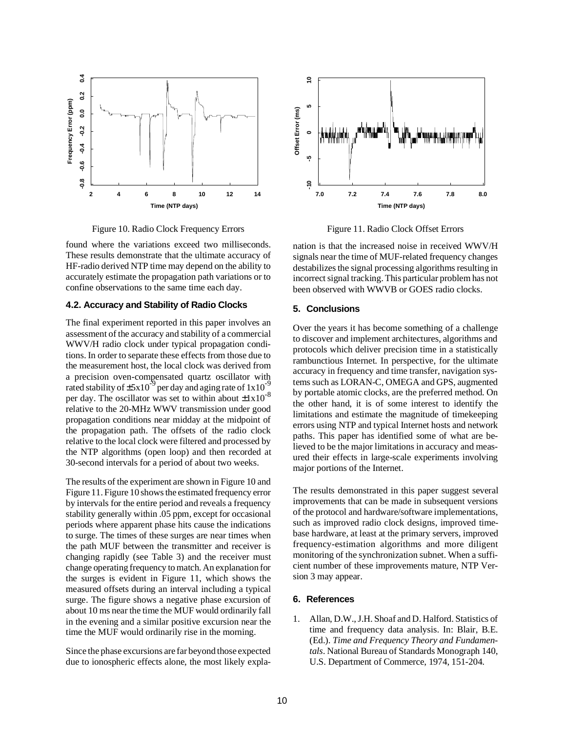Figure 10. Radio Clock Frequency Errors

Figure 11. Radio Clock Offset Errors

found where the variations exceed two milliseconds. These results demonstrate that the ultimate accuracy of HF-radio derived NTP time may depend on the ability to accurately estimate the propagation path variations or to confine observations to the same time each day.

### 4.2. Accuracy and Stability of Radio Clocks

The final experiment reported in this paper involves an assessment of the accuracy and stability of a commercial WWV/H radio clock under typical propagation conditions. In order to separate these effects from those due to the measurement host, the local clock was derived from a precision oven-compensated quartz oscillator with rated stability of $\pm 5 \times 10^{-9}$ per day and aging rate of $1 \times 10^{-9}$ per day. The oscillator was set to within about $\pm 1 \times 10^{-8}$ relative to the 20-MHz WWV transmission under good propagation conditions near midday at the midpoint of the propagation path. The offsets of the radio clock relative to the local clock were filtered and processed by the NTP algorithms (open loop) and then recorded at 30-second intervals for a period of about two weeks.

The results of the experiment are shown in Figure 10 and Figure 11. Figure 10 shows the estimated frequency error by intervals for the entire period and reveals a frequency stability generally within .05 ppm, except for occasional periods where apparent phase hits cause the indications to surge. The times of these surges are near times when the path MUF between the transmitter and receiver is changing rapidly (see Table 3) and the receiver must change operating frequency to match. An explanation for the surges is evident in Figure 11, which shows the measured offsets during an interval including a typical surge. The figure shows a negative phase excursion of about 10 ms near the time the MUF would ordinarily fall in the evening and a similar positive excursion near the time the MUF would ordinarily rise in the morning.

Since the phase excursions are far beyond those expected due to ionospheric effects alone, the most likely explanation is that the increased noise in received WWV/H signals near the time of MUF-related frequency changes destabilizes the signal processing algorithms resulting in incorrect signal tracking. This particular problem has not been observed with WWVB or GOES radio clocks.

## 5. Conclusions

Over the years it has become something of a challenge to discover and implement architectures, algorithms and protocols which deliver precision time in a statistically rambunctious Internet. In perspective, for the ultimate accuracy in frequency and time transfer, navigation systems such as LORAN-C, OMEGA and GPS, augmented by portable atomic clocks, are the preferred method. On the other hand, it is of some interest to identify the limitations and estimate the magnitude of timekeeping errors using NTP and typical Internet hosts and network paths. This paper has identified some of what are believed to be the major limitations in accuracy and measured their effects in large-scale experiments involving major portions of the Internet.

The results demonstrated in this paper suggest several improvements that can be made in subsequent versions of the protocol and hardware/software implementations, such as improved radio clock designs, improved timebase hardware, at least at the primary servers, improved frequency-estimation algorithms and more diligent monitoring of the synchronization subnet. When a sufficient number of these improvements mature, NTP Version 3 may appear.

## 6. References

1. Allan, D.W., J.H. Shoaf and D. Halford. Statistics of time and frequency data analysis. In: Blair, B.E. (Ed.). *Time and Frequency Theory and Fundamentals*. National Bureau of Standards Monograph 140, U.S. Department of Commerce, 1974, 151-204.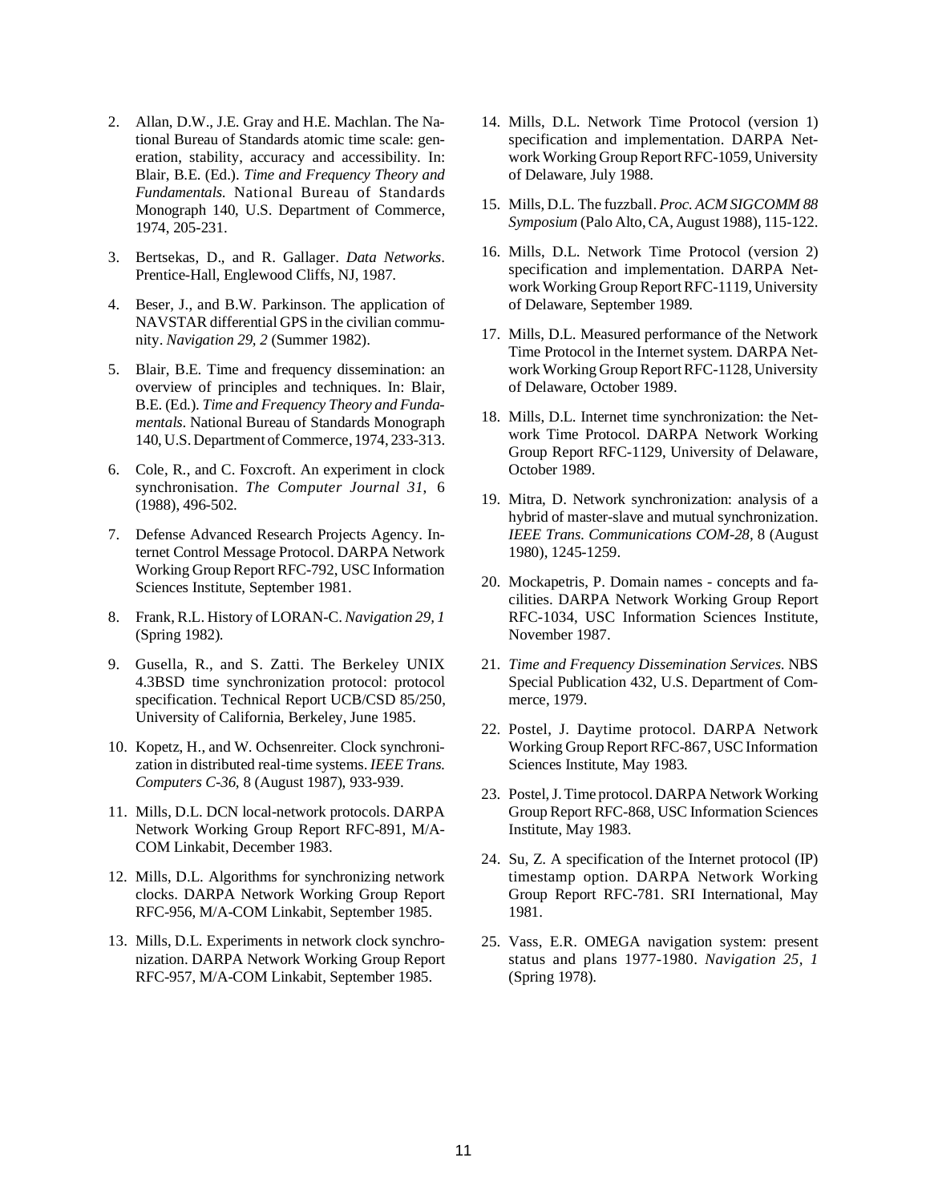2. Allan, D.W., J.E. Gray and H.E. Machlan. The National Bureau of Standards atomic time scale: generation, stability, accuracy and accessibility. In: Blair, B.E. (Ed.). *Time and Frequency Theory and Fundamentals.* National Bureau of Standards Monograph 140, U.S. Department of Commerce, 1974, 205-231.

3. Bertsekas, D., and R. Gallager. *Data Networks*. Prentice-Hall, Englewood Cliffs, NJ, 1987.

4. Beser, J., and B.W. Parkinson. The application of NAVSTAR differential GPS in the civilian community. *Navigation 29, 2* (Summer 1982).

5. Blair, B.E. Time and frequency dissemination: an overview of principles and techniques. In: Blair, B.E. (Ed.). *Time and Frequency Theory and Fundamentals.* National Bureau of Standards Monograph 140, U.S. Department of Commerce, 1974, 233-313.

6. Cole, R., and C. Foxcroft. An experiment in clock synchronisation. *The Computer Journal 31,* 6 (1988), 496-502.

7. Defense Advanced Research Projects Agency. Internet Control Message Protocol. DARPA Network Working Group Report RFC-792, USC Information Sciences Institute, September 1981.

8. Frank, R.L. History of LORAN-C. *Navigation 29, 1* (Spring 1982).

9. Gusella, R., and S. Zatti. The Berkeley UNIX 4.3BSD time synchronization protocol: protocol specification. Technical Report UCB/CSD 85/250, University of California, Berkeley, June 1985.

10. Kopetz, H., and W. Ochsenreiter. Clock synchronization in distributed real-time systems. *IEEE Trans. Computers C-36,* 8 (August 1987), 933-939.

11. Mills, D.L. DCN local-network protocols. DARPA Network Working Group Report RFC-891, M/A-COM Linkabit, December 1983.

12. Mills, D.L. Algorithms for synchronizing network clocks. DARPA Network Working Group Report RFC-956, M/A-COM Linkabit, September 1985.

13. Mills, D.L. Experiments in network clock synchronization. DARPA Network Working Group Report RFC-957, M/A-COM Linkabit, September 1985.

14. Mills, D.L. Network Time Protocol (version 1) specification and implementation. DARPA Network Working Group Report RFC-1059, University of Delaware, July 1988.

15. Mills, D.L. The fuzzball. *Proc. ACM SIGCOMM 88 Symposium* (Palo Alto, CA, August 1988), 115-122.

16. Mills, D.L. Network Time Protocol (version 2) specification and implementation. DARPA Network Working Group Report RFC-1119, University of Delaware, September 1989.

17. Mills, D.L. Measured performance of the Network Time Protocol in the Internet system. DARPA Network Working Group Report RFC-1128, University of Delaware, October 1989.

18. Mills, D.L. Internet time synchronization: the Network Time Protocol. DARPA Network Working Group Report RFC-1129, University of Delaware, October 1989.

19. Mitra, D. Network synchronization: analysis of a hybrid of master-slave and mutual synchronization. *IEEE Trans. Communications COM-28,* 8 (August 1980), 1245-1259.

20. Mockapetris, P. Domain names - concepts and facilities. DARPA Network Working Group Report RFC-1034, USC Information Sciences Institute, November 1987.

21. *Time and Frequency Dissemination Services.* NBS Special Publication 432, U.S. Department of Commerce, 1979.

22. Postel, J. Daytime protocol. DARPA Network Working Group Report RFC-867, USC Information Sciences Institute, May 1983.

23. Postel, J. Time protocol. DARPA Network Working Group Report RFC-868, USC Information Sciences Institute, May 1983.

24. Su, Z. A specification of the Internet protocol (IP) timestamp option. DARPA Network Working Group Report RFC-781. SRI International, May 1981.

25. Vass, E.R. OMEGA navigation system: present status and plans 1977-1980. *Navigation 25, 1* (Spring 1978).